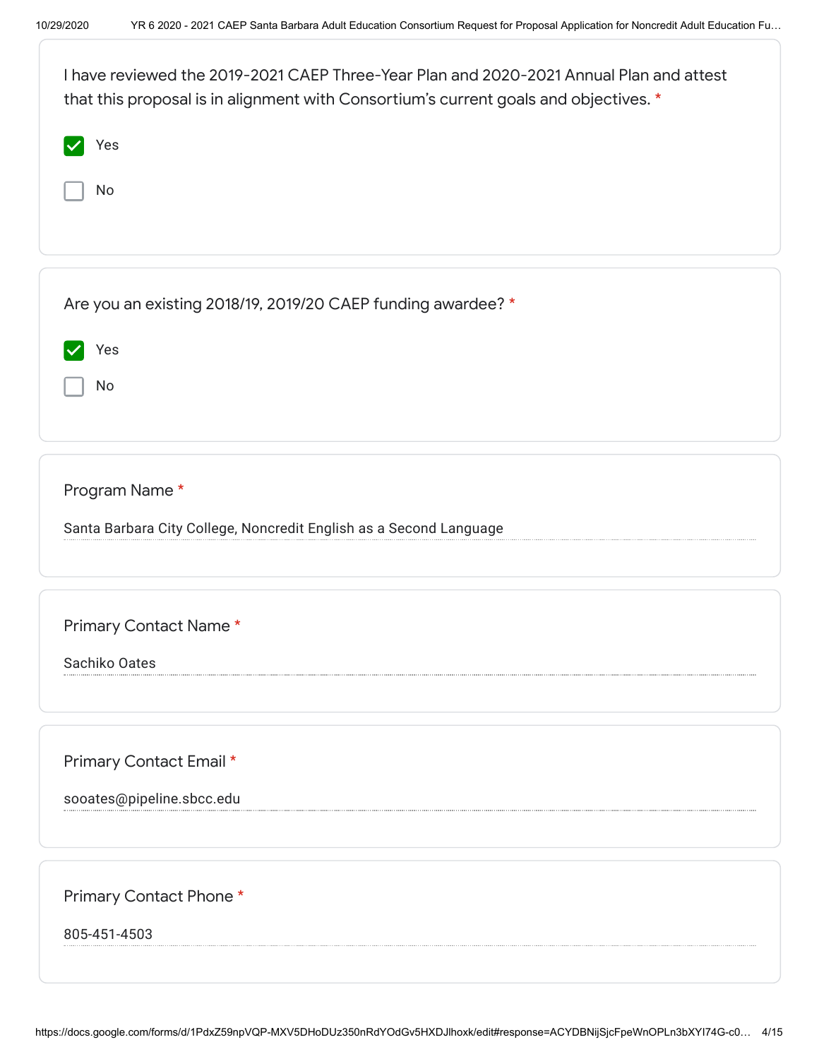I have reviewed the 2019-2021 CAEP Three-Year Plan and 2020-2021 Annual Plan and attest that this proposal is in alignment with Consortium's current goals and objectives. *

- [x] Yes
- [ ] No

Are you an existing 2018/19, 2019/20 CAEP funding awardee? *

- [x] Yes
- [ ] No

Program Name *

Santa Barbara City College, Noncredit English as a Second Language

Primary Contact Name *

Sachiko Oates

Primary Contact Email *

sooates@pipeline.sbcc.edu

Primary Contact Phone *

805-451-4503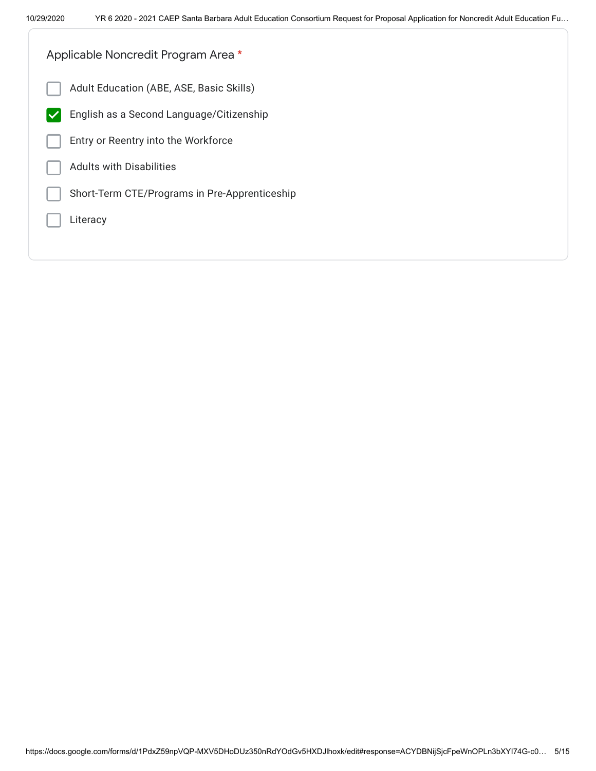Applicable Noncredit Program Area *

- [ ] Adult Education (ABE, ASE, Basic Skills)
- [x] English as a Second Language/Citizenship
- [ ] Entry or Reentry into the Workforce
- [ ] Adults with Disabilities
- [ ] Short-Term CTE/Programs in Pre-Apprenticeship
- [ ] Literacy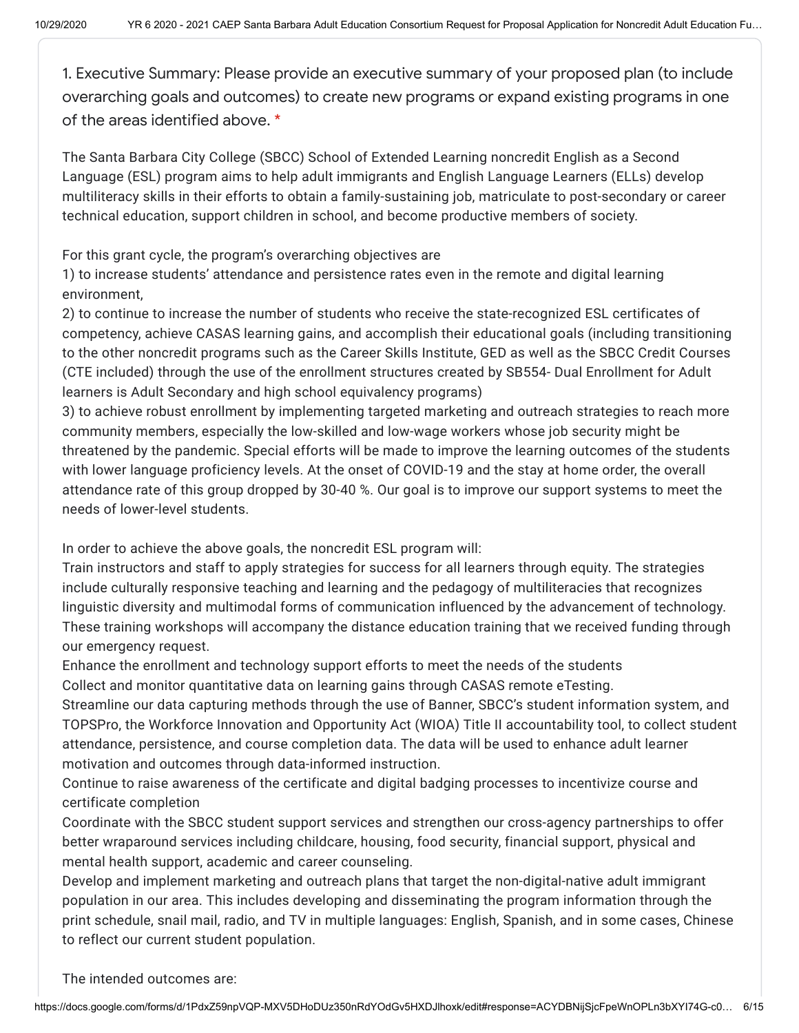1. Executive Summary: Please provide an executive summary of your proposed plan (to include overarching goals and outcomes) to create new programs or expand existing programs in one of the areas identified above. *

The Santa Barbara City College (SBCC) School of Extended Learning noncredit English as a Second Language (ESL) program aims to help adult immigrants and English Language Learners (ELLs) develop multiliteracy skills in their efforts to obtain a family-sustaining job, matriculate to post-secondary or career technical education, support children in school, and become productive members of society.

For this grant cycle, the program's overarching objectives are
1) to increase students' attendance and persistence rates even in the remote and digital learning environment,
2) to continue to increase the number of students who receive the state-recognized ESL certificates of competency, achieve CASAS learning gains, and accomplish their educational goals (including transitioning to the other noncredit programs such as the Career Skills Institute, GED as well as the SBCC Credit Courses (CTE included) through the use of the enrollment structures created by SB554- Dual Enrollment for Adult learners is Adult Secondary and high school equivalency programs)
3) to achieve robust enrollment by implementing targeted marketing and outreach strategies to reach more community members, especially the low-skilled and low-wage workers whose job security might be threatened by the pandemic. Special efforts will be made to improve the learning outcomes of the students with lower language proficiency levels. At the onset of COVID-19 and the stay at home order, the overall attendance rate of this group dropped by 30-40 %. Our goal is to improve our support systems to meet the needs of lower-level students.

In order to achieve the above goals, the noncredit ESL program will:
Train instructors and staff to apply strategies for success for all learners through equity. The strategies include culturally responsive teaching and learning and the pedagogy of multiliteracies that recognizes linguistic diversity and multimodal forms of communication influenced by the advancement of technology. These training workshops will accompany the distance education training that we received funding through our emergency request.
Enhance the enrollment and technology support efforts to meet the needs of the students
Collect and monitor quantitative data on learning gains through CASAS remote eTesting.
Streamline our data capturing methods through the use of Banner, SBCC's student information system, and TOPSPro, the Workforce Innovation and Opportunity Act (WIOA) Title II accountability tool, to collect student attendance, persistence, and course completion data. The data will be used to enhance adult learner motivation and outcomes through data-informed instruction.
Continue to raise awareness of the certificate and digital badging processes to incentivize course and certificate completion
Coordinate with the SBCC student support services and strengthen our cross-agency partnerships to offer better wraparound services including childcare, housing, food security, financial support, physical and mental health support, academic and career counseling.
Develop and implement marketing and outreach plans that target the non-digital-native adult immigrant population in our area. This includes developing and disseminating the program information through the print schedule, snail mail, radio, and TV in multiple languages: English, Spanish, and in some cases, Chinese to reflect our current student population.

The intended outcomes are: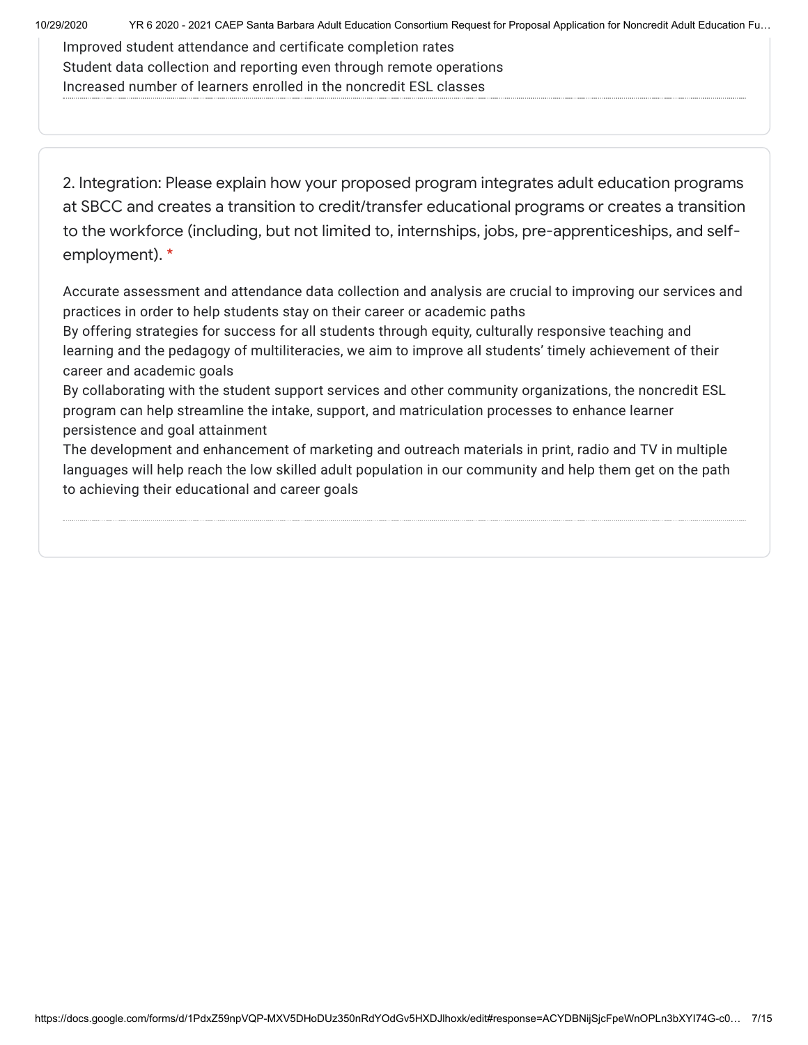Improved student attendance and certificate completion rates
Student data collection and reporting even through remote operations
Increased number of learners enrolled in the noncredit ESL classes

2. Integration: Please explain how your proposed program integrates adult education programs at SBCC and creates a transition to credit/transfer educational programs or creates a transition to the workforce (including, but not limited to, internships, jobs, pre-apprenticeships, and self-employment). *

Accurate assessment and attendance data collection and analysis are crucial to improving our services and practices in order to help students stay on their career or academic paths
By offering strategies for success for all students through equity, culturally responsive teaching and learning and the pedagogy of multiliteracies, we aim to improve all students' timely achievement of their career and academic goals
By collaborating with the student support services and other community organizations, the noncredit ESL program can help streamline the intake, support, and matriculation processes to enhance learner persistence and goal attainment
The development and enhancement of marketing and outreach materials in print, radio and TV in multiple languages will help reach the low skilled adult population in our community and help them get on the path to achieving their educational and career goals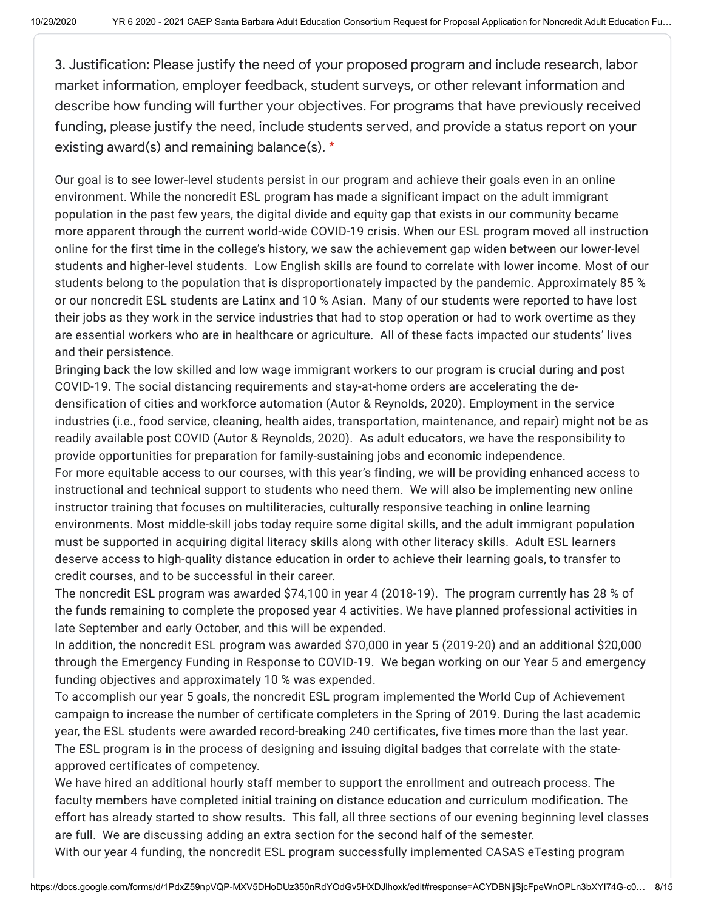3. Justification: Please justify the need of your proposed program and include research, labor market information, employer feedback, student surveys, or other relevant information and describe how funding will further your objectives. For programs that have previously received funding, please justify the need, include students served, and provide a status report on your existing award(s) and remaining balance(s). *

Our goal is to see lower-level students persist in our program and achieve their goals even in an online environment. While the noncredit ESL program has made a significant impact on the adult immigrant population in the past few years, the digital divide and equity gap that exists in our community became more apparent through the current world-wide COVID-19 crisis. When our ESL program moved all instruction online for the first time in the college's history, we saw the achievement gap widen between our lower-level students and higher-level students. Low English skills are found to correlate with lower income. Most of our students belong to the population that is disproportionately impacted by the pandemic. Approximately 85 % or our noncredit ESL students are Latinx and 10 % Asian. Many of our students were reported to have lost their jobs as they work in the service industries that had to stop operation or had to work overtime as they are essential workers who are in healthcare or agriculture. All of these facts impacted our students' lives and their persistence.

Bringing back the low skilled and low wage immigrant workers to our program is crucial during and post COVID-19. The social distancing requirements and stay-at-home orders are accelerating the de-densification of cities and workforce automation (Autor & Reynolds, 2020). Employment in the service industries (i.e., food service, cleaning, health aides, transportation, maintenance, and repair) might not be as readily available post COVID (Autor & Reynolds, 2020). As adult educators, we have the responsibility to provide opportunities for preparation for family-sustaining jobs and economic independence.

For more equitable access to our courses, with this year's finding, we will be providing enhanced access to instructional and technical support to students who need them. We will also be implementing new online instructor training that focuses on multiliteracies, culturally responsive teaching in online learning environments. Most middle-skill jobs today require some digital skills, and the adult immigrant population must be supported in acquiring digital literacy skills along with other literacy skills. Adult ESL learners deserve access to high-quality distance education in order to achieve their learning goals, to transfer to credit courses, and to be successful in their career.

The noncredit ESL program was awarded $74,100 in year 4 (2018-19). The program currently has 28 % of the funds remaining to complete the proposed year 4 activities. We have planned professional activities in late September and early October, and this will be expended.

In addition, the noncredit ESL program was awarded $70,000 in year 5 (2019-20) and an additional $20,000 through the Emergency Funding in Response to COVID-19. We began working on our Year 5 and emergency funding objectives and approximately 10 % was expended.

To accomplish our year 5 goals, the noncredit ESL program implemented the World Cup of Achievement campaign to increase the number of certificate completers in the Spring of 2019. During the last academic year, the ESL students were awarded record-breaking 240 certificates, five times more than the last year. The ESL program is in the process of designing and issuing digital badges that correlate with the state-approved certificates of competency.

We have hired an additional hourly staff member to support the enrollment and outreach process. The faculty members have completed initial training on distance education and curriculum modification. The effort has already started to show results. This fall, all three sections of our evening beginning level classes are full. We are discussing adding an extra section for the second half of the semester.

With our year 4 funding, the noncredit ESL program successfully implemented CASAS eTesting program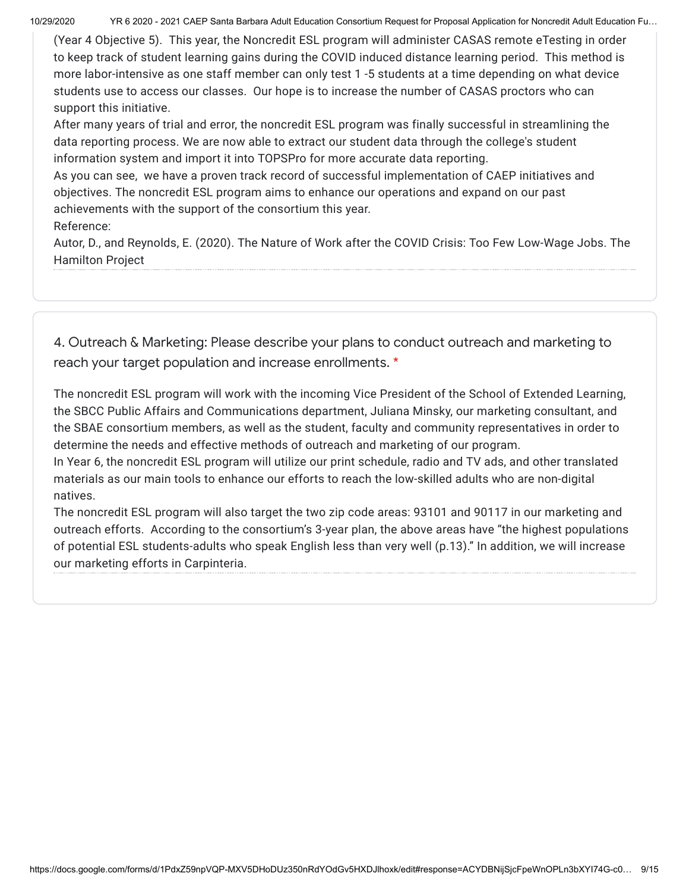(Year 4 Objective 5). This year, the Noncredit ESL program will administer CASAS remote eTesting in order to keep track of student learning gains during the COVID induced distance learning period. This method is more labor-intensive as one staff member can only test 1 -5 students at a time depending on what device students use to access our classes. Our hope is to increase the number of CASAS proctors who can support this initiative.

After many years of trial and error, the noncredit ESL program was finally successful in streamlining the data reporting process. We are now able to extract our student data through the college's student information system and import it into TOPSPro for more accurate data reporting.

As you can see, we have a proven track record of successful implementation of CAEP initiatives and objectives. The noncredit ESL program aims to enhance our operations and expand on our past achievements with the support of the consortium this year.

Reference:

Autor, D., and Reynolds, E. (2020). The Nature of Work after the COVID Crisis: Too Few Low-Wage Jobs. The Hamilton Project

4. Outreach & Marketing: Please describe your plans to conduct outreach and marketing to reach your target population and increase enrollments. *

The noncredit ESL program will work with the incoming Vice President of the School of Extended Learning, the SBCC Public Affairs and Communications department, Juliana Minsky, our marketing consultant, and the SBAE consortium members, as well as the student, faculty and community representatives in order to determine the needs and effective methods of outreach and marketing of our program.

In Year 6, the noncredit ESL program will utilize our print schedule, radio and TV ads, and other translated materials as our main tools to enhance our efforts to reach the low-skilled adults who are non-digital natives.

The noncredit ESL program will also target the two zip code areas: 93101 and 90117 in our marketing and outreach efforts. According to the consortium's 3-year plan, the above areas have "the highest populations of potential ESL students-adults who speak English less than very well (p.13)." In addition, we will increase our marketing efforts in Carpinteria.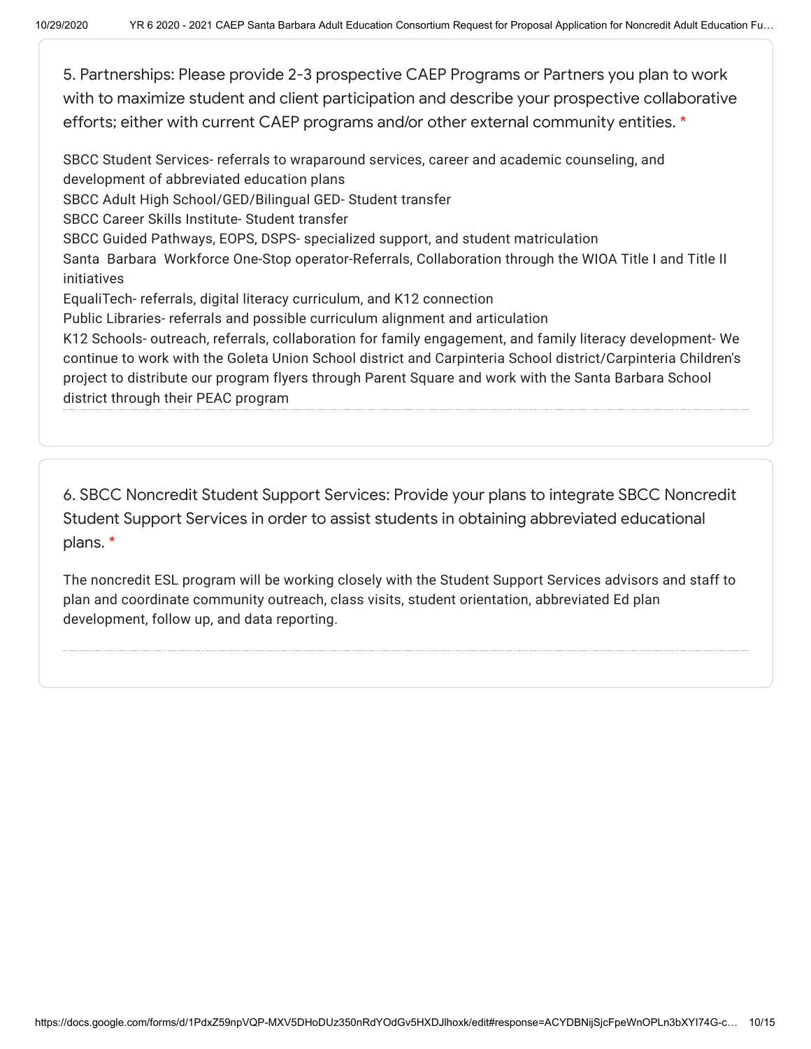5. Partnerships: Please provide 2-3 prospective CAEP Programs or Partners you plan to work with to maximize student and client participation and describe your prospective collaborative efforts; either with current CAEP programs and/or other external community entities. *

SBCC Student Services- referrals to wraparound services, career and academic counseling, and development of abbreviated education plans
SBCC Adult High School/GED/Bilingual GED- Student transfer
SBCC Career Skills Institute- Student transfer
SBCC Guided Pathways, EOPS, DSPS- specialized support, and student matriculation
Santa Barbara Workforce One-Stop operator-Referrals, Collaboration through the WIOA Title I and Title II initiatives
EqualiTech- referrals, digital literacy curriculum, and K12 connection
Public Libraries- referrals and possible curriculum alignment and articulation
K12 Schools- outreach, referrals, collaboration for family engagement, and family literacy development- We continue to work with the Goleta Union School district and Carpinteria School district/Carpinteria Children's project to distribute our program flyers through Parent Square and work with the Santa Barbara School district through their PEAC program

6. SBCC Noncredit Student Support Services: Provide your plans to integrate SBCC Noncredit Student Support Services in order to assist students in obtaining abbreviated educational plans. *

The noncredit ESL program will be working closely with the Student Support Services advisors and staff to plan and coordinate community outreach, class visits, student orientation, abbreviated Ed plan development, follow up, and data reporting.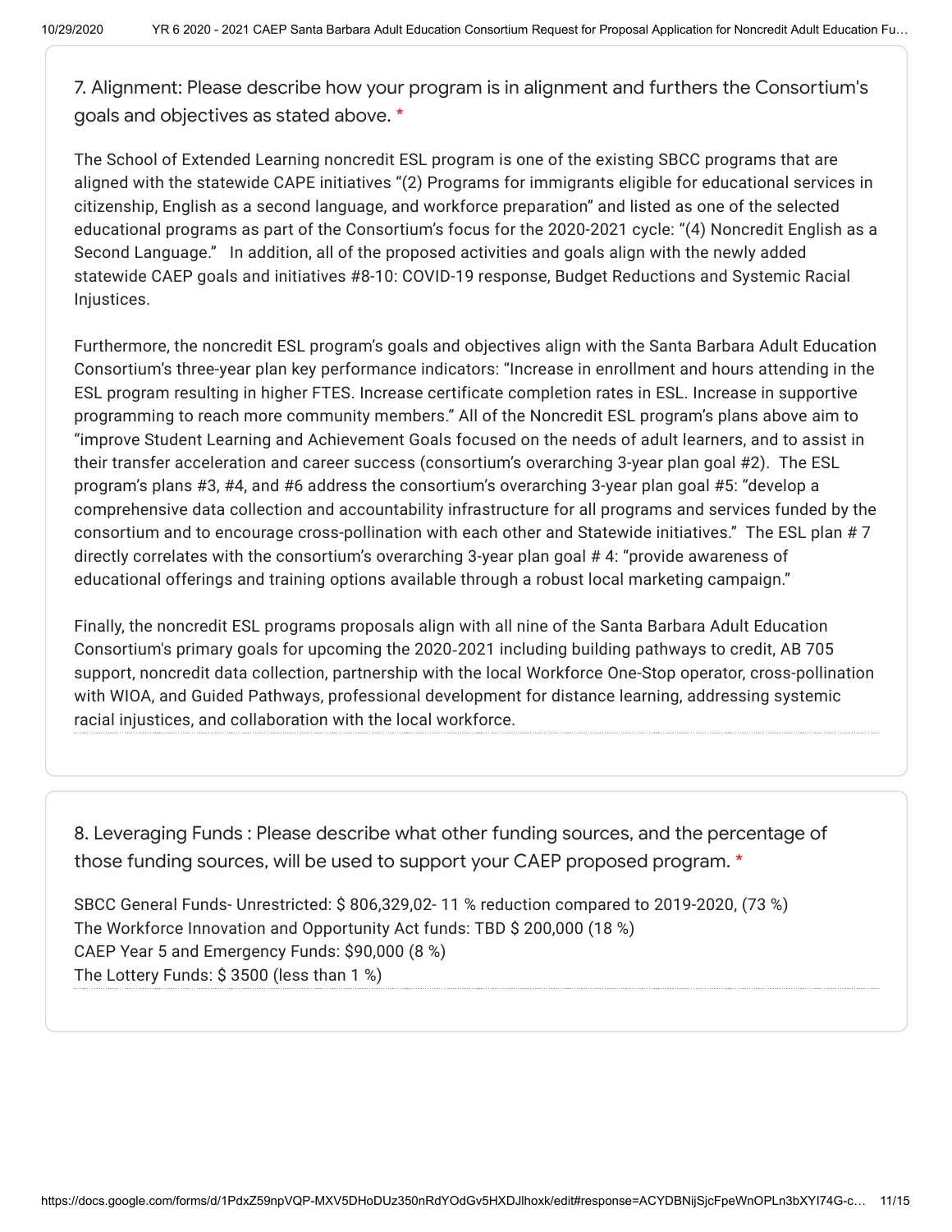7. Alignment: Please describe how your program is in alignment and furthers the Consortium's goals and objectives as stated above. *

The School of Extended Learning noncredit ESL program is one of the existing SBCC programs that are aligned with the statewide CAPE initiatives "(2) Programs for immigrants eligible for educational services in citizenship, English as a second language, and workforce preparation" and listed as one of the selected educational programs as part of the Consortium's focus for the 2020-2021 cycle: "(4) Noncredit English as a Second Language." In addition, all of the proposed activities and goals align with the newly added statewide CAEP goals and initiatives #8-10: COVID-19 response, Budget Reductions and Systemic Racial Injustices.

Furthermore, the noncredit ESL program's goals and objectives align with the Santa Barbara Adult Education Consortium's three-year plan key performance indicators: "Increase in enrollment and hours attending in the ESL program resulting in higher FTES. Increase certificate completion rates in ESL. Increase in supportive programming to reach more community members." All of the Noncredit ESL program's plans above aim to "improve Student Learning and Achievement Goals focused on the needs of adult learners, and to assist in their transfer acceleration and career success (consortium's overarching 3-year plan goal #2). The ESL program's plans #3, #4, and #6 address the consortium's overarching 3-year plan goal #5: "develop a comprehensive data collection and accountability infrastructure for all programs and services funded by the consortium and to encourage cross-pollination with each other and Statewide initiatives." The ESL plan # 7 directly correlates with the consortium's overarching 3-year plan goal # 4: "provide awareness of educational offerings and training options available through a robust local marketing campaign."

Finally, the noncredit ESL programs proposals align with all nine of the Santa Barbara Adult Education Consortium's primary goals for upcoming the 2020-2021 including building pathways to credit, AB 705 support, noncredit data collection, partnership with the local Workforce One-Stop operator, cross-pollination with WIOA, and Guided Pathways, professional development for distance learning, addressing systemic racial injustices, and collaboration with the local workforce.

8. Leveraging Funds : Please describe what other funding sources, and the percentage of those funding sources, will be used to support your CAEP proposed program. *

SBCC General Funds- Unrestricted: $ 806,329,02- 11 % reduction compared to 2019-2020, (73 %)
The Workforce Innovation and Opportunity Act funds: TBD $ 200,000 (18 %)
CAEP Year 5 and Emergency Funds: $90,000 (8 %)
The Lottery Funds: $ 3500 (less than 1 %)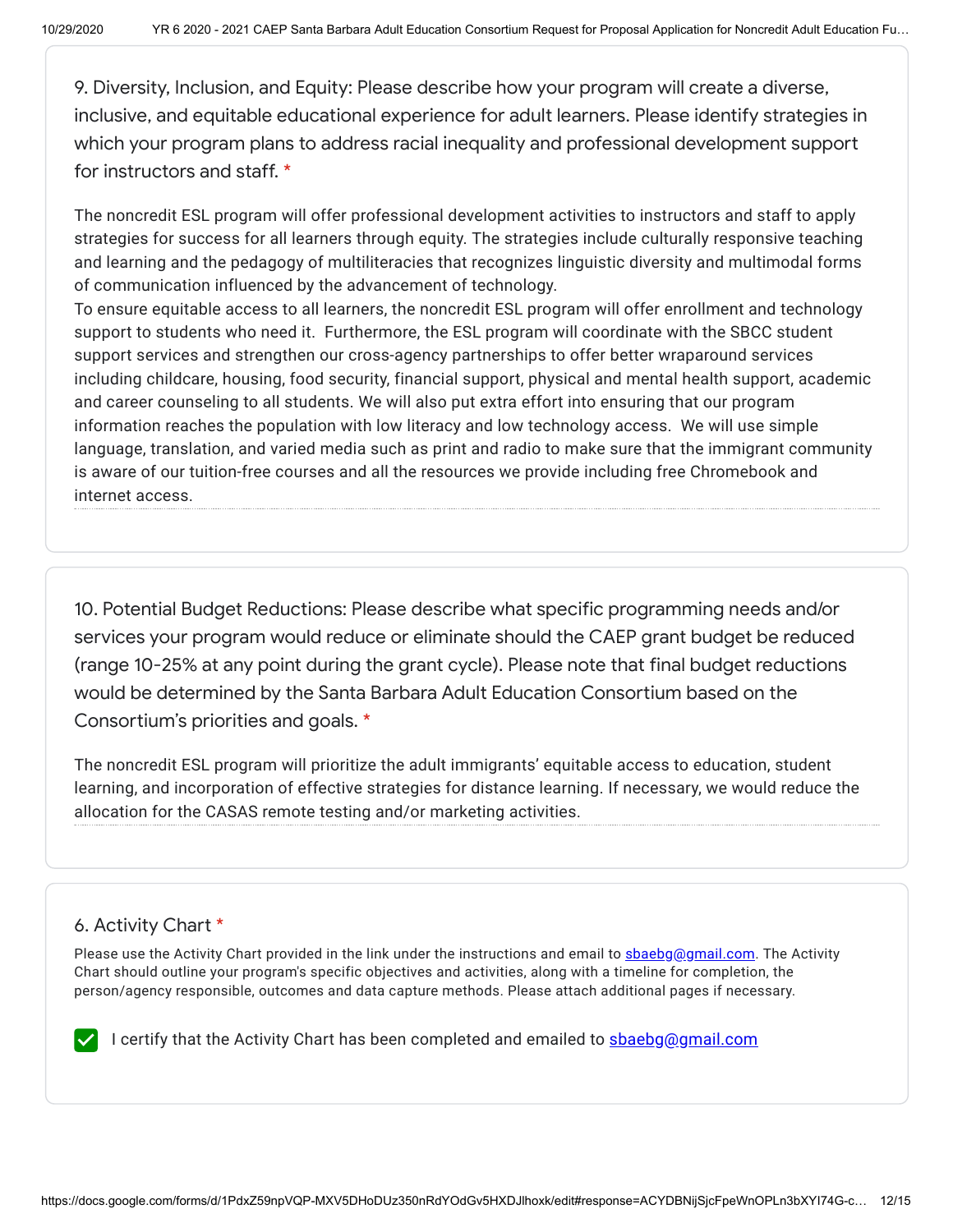9. Diversity, Inclusion, and Equity: Please describe how your program will create a diverse, inclusive, and equitable educational experience for adult learners. Please identify strategies in which your program plans to address racial inequality and professional development support for instructors and staff. *

The noncredit ESL program will offer professional development activities to instructors and staff to apply strategies for success for all learners through equity. The strategies include culturally responsive teaching and learning and the pedagogy of multiliteracies that recognizes linguistic diversity and multimodal forms of communication influenced by the advancement of technology.
To ensure equitable access to all learners, the noncredit ESL program will offer enrollment and technology support to students who need it. Furthermore, the ESL program will coordinate with the SBCC student support services and strengthen our cross-agency partnerships to offer better wraparound services including childcare, housing, food security, financial support, physical and mental health support, academic and career counseling to all students. We will also put extra effort into ensuring that our program information reaches the population with low literacy and low technology access. We will use simple language, translation, and varied media such as print and radio to make sure that the immigrant community is aware of our tuition-free courses and all the resources we provide including free Chromebook and internet access.

10. Potential Budget Reductions: Please describe what specific programming needs and/or services your program would reduce or eliminate should the CAEP grant budget be reduced (range 10-25% at any point during the grant cycle). Please note that final budget reductions would be determined by the Santa Barbara Adult Education Consortium based on the Consortium's priorities and goals. *

The noncredit ESL program will prioritize the adult immigrants' equitable access to education, student learning, and incorporation of effective strategies for distance learning. If necessary, we would reduce the allocation for the CASAS remote testing and/or marketing activities.

6. Activity Chart *

Please use the Activity Chart provided in the link under the instructions and email to sbaebg@gmail.com. The Activity Chart should outline your program's specific objectives and activities, along with a timeline for completion, the person/agency responsible, outcomes and data capture methods. Please attach additional pages if necessary.

- [x] I certify that the Activity Chart has been completed and emailed to sbaebg@gmail.com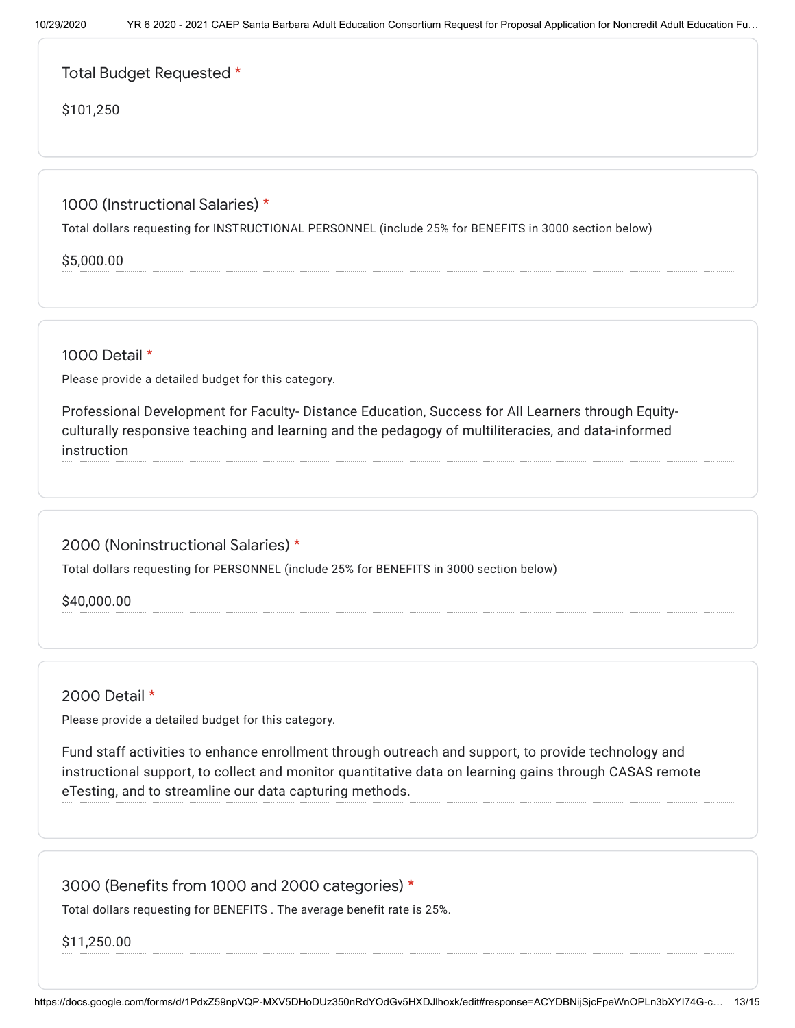### Total Budget Requested *

$101,250

### 1000 (Instructional Salaries) *

Total dollars requesting for INSTRUCTIONAL PERSONNEL (include 25% for BENEFITS in 3000 section below)

$5,000.00

### 1000 Detail *

Please provide a detailed budget for this category.

Professional Development for Faculty- Distance Education, Success for All Learners through Equity-culturally responsive teaching and learning and the pedagogy of multiliteracies, and data-informed instruction

### 2000 (Noninstructional Salaries) *

Total dollars requesting for PERSONNEL (include 25% for BENEFITS in 3000 section below)

$40,000.00

### 2000 Detail *

Please provide a detailed budget for this category.

Fund staff activities to enhance enrollment through outreach and support, to provide technology and instructional support, to collect and monitor quantitative data on learning gains through CASAS remote eTesting, and to streamline our data capturing methods.

### 3000 (Benefits from 1000 and 2000 categories) *

Total dollars requesting for BENEFITS . The average benefit rate is 25%.

$11,250.00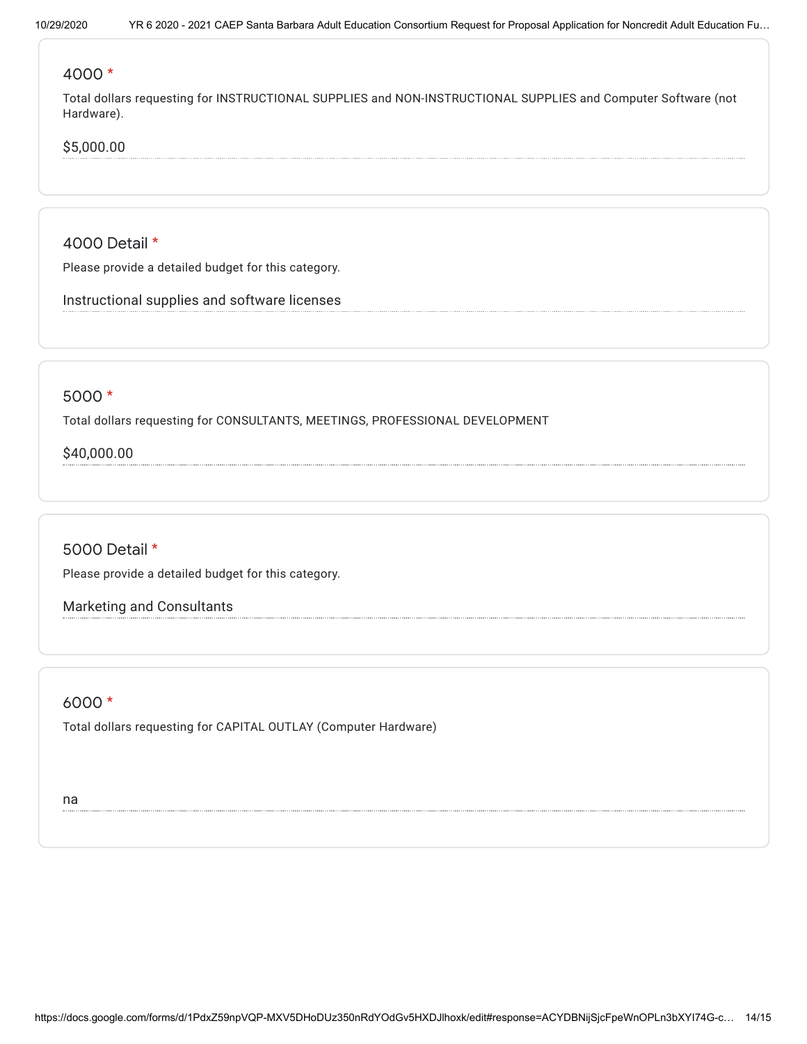4000 *

Total dollars requesting for INSTRUCTIONAL SUPPLIES and NON-INSTRUCTIONAL SUPPLIES and Computer Software (not Hardware).

$5,000.00

4000 Detail *

Please provide a detailed budget for this category.

Instructional supplies and software licenses

5000 *

Total dollars requesting for CONSULTANTS, MEETINGS, PROFESSIONAL DEVELOPMENT

$40,000.00

5000 Detail *

Please provide a detailed budget for this category.

Marketing and Consultants

6000 *

Total dollars requesting for CAPITAL OUTLAY (Computer Hardware)

na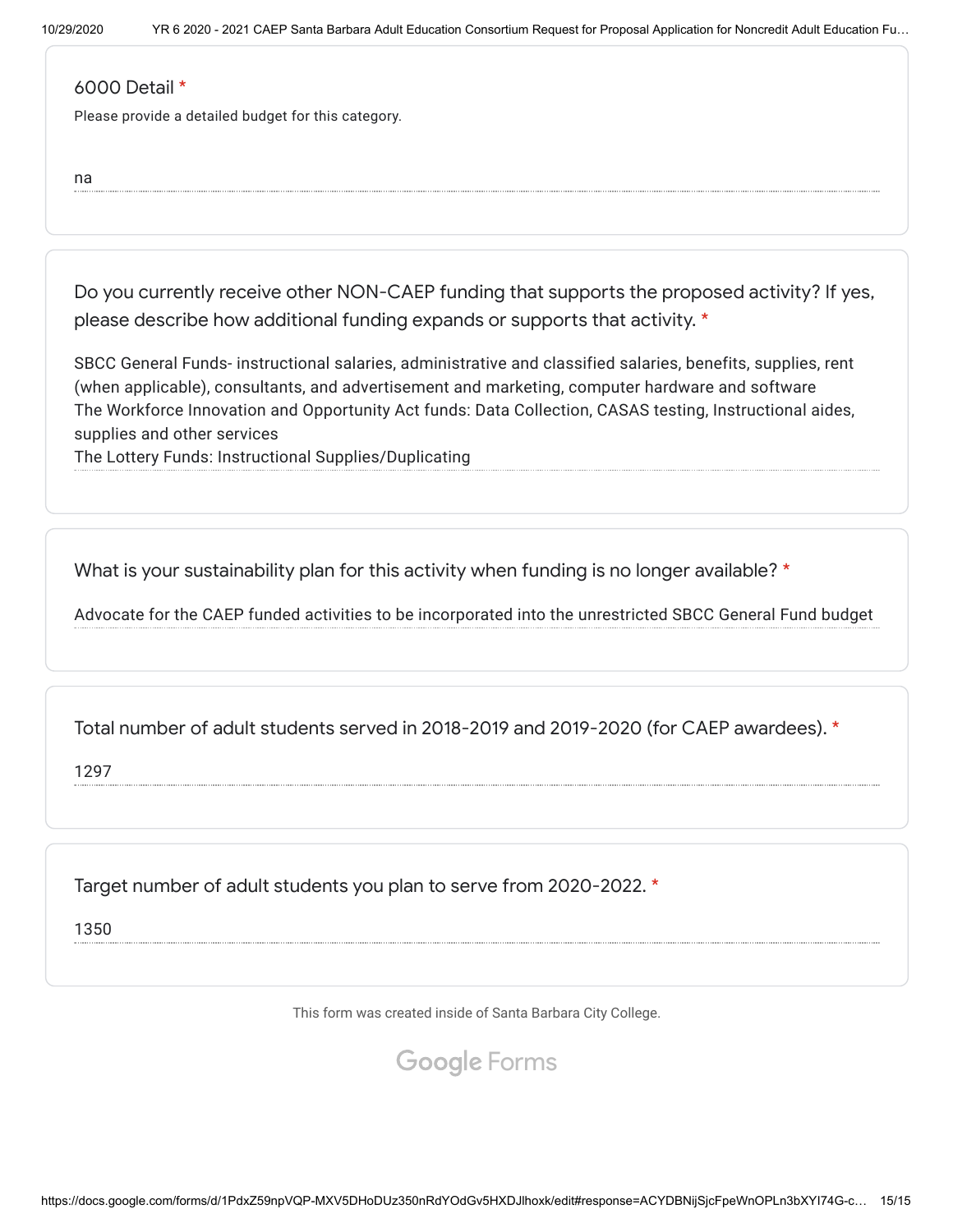6000 Detail *

Please provide a detailed budget for this category.

na

Do you currently receive other NON-CAEP funding that supports the proposed activity? If yes, please describe how additional funding expands or supports that activity. *

SBCC General Funds- instructional salaries, administrative and classified salaries, benefits, supplies, rent (when applicable), consultants, and advertisement and marketing, computer hardware and software
The Workforce Innovation and Opportunity Act funds: Data Collection, CASAS testing, Instructional aides, supplies and other services
The Lottery Funds: Instructional Supplies/Duplicating

What is your sustainability plan for this activity when funding is no longer available? *

Advocate for the CAEP funded activities to be incorporated into the unrestricted SBCC General Fund budget

Total number of adult students served in 2018-2019 and 2019-2020 (for CAEP awardees). *

1297

Target number of adult students you plan to serve from 2020-2022. *

1350

This form was created inside of Santa Barbara City College.

Google Forms